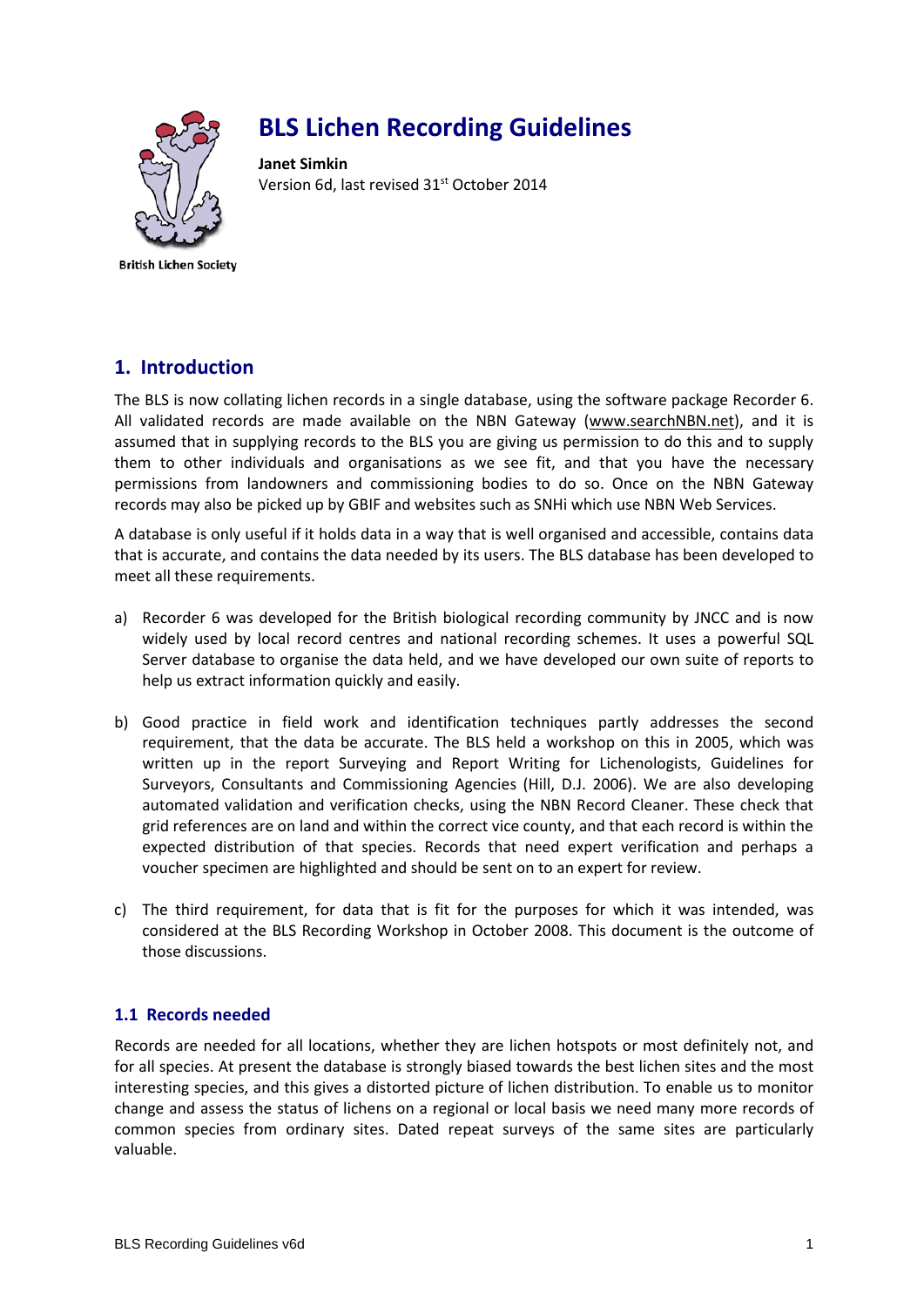British Lichen Society

# BLS Lichen Recording Guidelines

**Janet Simkin**
Version 6d, last revised 31st October 2014

## 1. Introduction

The BLS is now collating lichen records in a single database, using the software package Recorder 6. All validated records are made available on the NBN Gateway (www.searchNBN.net), and it is assumed that in supplying records to the BLS you are giving us permission to do this and to supply them to other individuals and organisations as we see fit, and that you have the necessary permissions from landowners and commissioning bodies to do so. Once on the NBN Gateway records may also be picked up by GBIF and websites such as SNHi which use NBN Web Services.

A database is only useful if it holds data in a way that is well organised and accessible, contains data that is accurate, and contains the data needed by its users. The BLS database has been developed to meet all these requirements.

a) Recorder 6 was developed for the British biological recording community by JNCC and is now widely used by local record centres and national recording schemes. It uses a powerful SQL Server database to organise the data held, and we have developed our own suite of reports to help us extract information quickly and easily.

b) Good practice in field work and identification techniques partly addresses the second requirement, that the data be accurate. The BLS held a workshop on this in 2005, which was written up in the report Surveying and Report Writing for Lichenologists, Guidelines for Surveyors, Consultants and Commissioning Agencies (Hill, D.J. 2006). We are also developing automated validation and verification checks, using the NBN Record Cleaner. These check that grid references are on land and within the correct vice county, and that each record is within the expected distribution of that species. Records that need expert verification and perhaps a voucher specimen are highlighted and should be sent on to an expert for review.

c) The third requirement, for data that is fit for the purposes for which it was intended, was considered at the BLS Recording Workshop in October 2008. This document is the outcome of those discussions.

### 1.1 Records needed

Records are needed for all locations, whether they are lichen hotspots or most definitely not, and for all species. At present the database is strongly biased towards the best lichen sites and the most interesting species, and this gives a distorted picture of lichen distribution. To enable us to monitor change and assess the status of lichens on a regional or local basis we need many more records of common species from ordinary sites. Dated repeat surveys of the same sites are particularly valuable.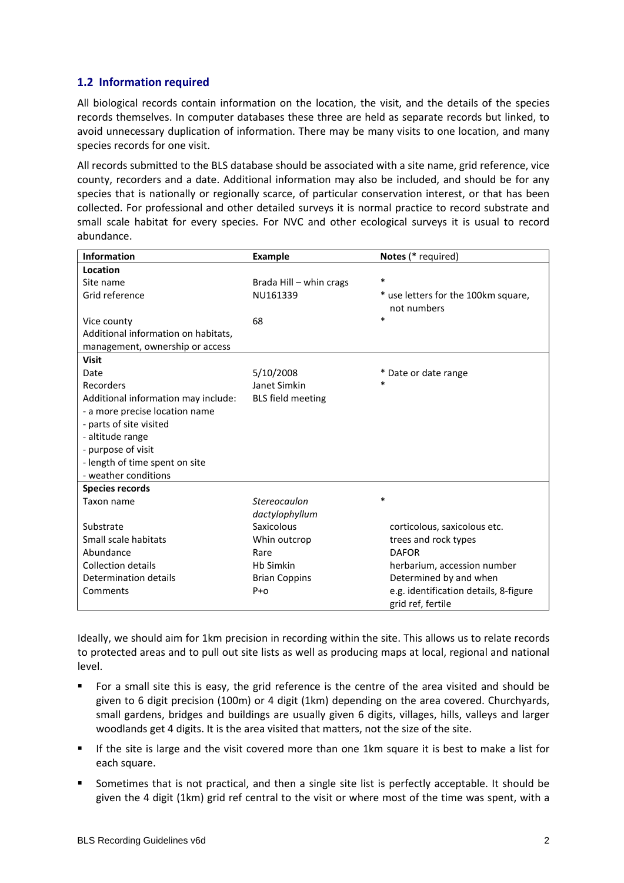## 1.2 Information required

All biological records contain information on the location, the visit, and the details of the species records themselves. In computer databases these three are held as separate records but linked, to avoid unnecessary duplication of information. There may be many visits to one location, and many species records for one visit.

All records submitted to the BLS database should be associated with a site name, grid reference, vice county, recorders and a date. Additional information may also be included, and should be for any species that is nationally or regionally scarce, of particular conservation interest, or that has been collected. For professional and other detailed surveys it is normal practice to record substrate and small scale habitat for every species. For NVC and other ecological surveys it is usual to record abundance.

| Information | Example | Notes (* required) |
|---|---|---|
| **Location** | | |
| Site name | Brada Hill – whin crags | * |
| Grid reference | NU161339 | * use letters for the 100km square, not numbers |
| Vice county | 68 | * |
| Additional information on habitats, management, ownership or access | | |
| **Visit** | | |
| Date | 5/10/2008 | * Date or date range |
| Recorders | Janet Simkin | * |
| Additional information may include: | BLS field meeting | |
| - a more precise location name | | |
| - parts of site visited | | |
| - altitude range | | |
| - purpose of visit | | |
| - length of time spent on site | | |
| - weather conditions | | |
| **Species records** | | |
| Taxon name | *Stereocaulon dactylophyllum* | * |
| Substrate | Saxicolous | corticolous, saxicolous etc. |
| Small scale habitats | Whin outcrop | trees and rock types |
| Abundance | Rare | DAFOR |
| Collection details | Hb Simkin | herbarium, accession number |
| Determination details | Brian Coppins | Determined by and when |
| Comments | P+o | e.g. identification details, 8-figure grid ref, fertile |

Ideally, we should aim for 1km precision in recording within the site. This allows us to relate records to protected areas and to pull out site lists as well as producing maps at local, regional and national level.

- For a small site this is easy, the grid reference is the centre of the area visited and should be given to 6 digit precision (100m) or 4 digit (1km) depending on the area covered. Churchyards, small gardens, bridges and buildings are usually given 6 digits, villages, hills, valleys and larger woodlands get 4 digits. It is the area visited that matters, not the size of the site.
- If the site is large and the visit covered more than one 1km square it is best to make a list for each square.
- Sometimes that is not practical, and then a single site list is perfectly acceptable. It should be given the 4 digit (1km) grid ref central to the visit or where most of the time was spent, with a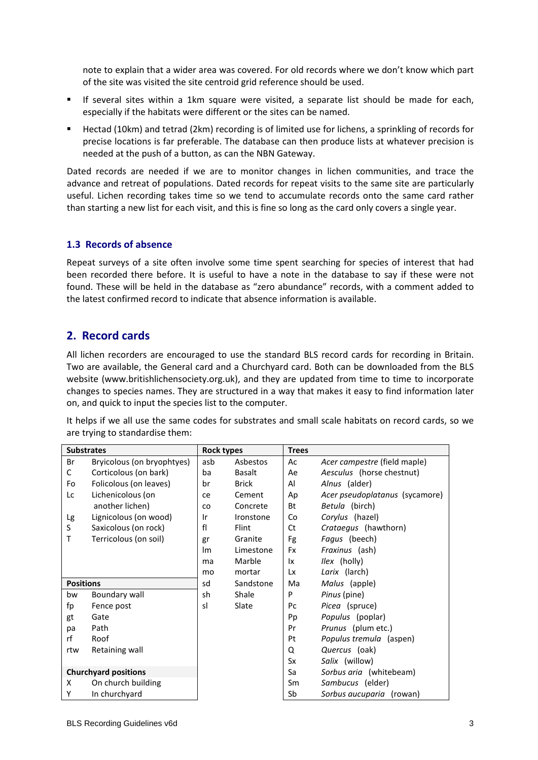note to explain that a wider area was covered. For old records where we don't know which part of the site was visited the site centroid grid reference should be used.

- If several sites within a 1km square were visited, a separate list should be made for each, especially if the habitats were different or the sites can be named.
- Hectad (10km) and tetrad (2km) recording is of limited use for lichens, a sprinkling of records for precise locations is far preferable. The database can then produce lists at whatever precision is needed at the push of a button, as can the NBN Gateway.

Dated records are needed if we are to monitor changes in lichen communities, and trace the advance and retreat of populations. Dated records for repeat visits to the same site are particularly useful. Lichen recording takes time so we tend to accumulate records onto the same card rather than starting a new list for each visit, and this is fine so long as the card only covers a single year.

### 1.3 Records of absence

Repeat surveys of a site often involve some time spent searching for species of interest that had been recorded there before. It is useful to have a note in the database to say if these were not found. These will be held in the database as "zero abundance" records, with a comment added to the latest confirmed record to indicate that absence information is available.

## 2. Record cards

All lichen recorders are encouraged to use the standard BLS record cards for recording in Britain. Two are available, the General card and a Churchyard card. Both can be downloaded from the BLS website (www.britishlichensociety.org.uk), and they are updated from time to time to incorporate changes to species names. They are structured in a way that makes it easy to find information later on, and quick to input the species list to the computer.

It helps if we all use the same codes for substrates and small scale habitats on record cards, so we are trying to standardise them:

| **Substrates** | | **Rock types** | | **Trees** | |
|---|---|---|---|---|---|
| Br | Bryicolous (on bryophytes) | asb | Asbestos | Ac | *Acer campestre* (field maple) |
| C | Corticolous (on bark) | ba | Basalt | Ae | *Aesculus* (horse chestnut) |
| Fo | Folicolous (on leaves) | br | Brick | Al | *Alnus* (alder) |
| Lc | Lichenicolous (on another lichen) | ce | Cement | Ap | *Acer pseudoplatanus* (sycamore) |
| | | co | Concrete | Bt | *Betula* (birch) |
| Lg | Lignicolous (on wood) | Ir | Ironstone | Co | *Corylus* (hazel) |
| S | Saxicolous (on rock) | fl | Flint | Ct | *Crataegus* (hawthorn) |
| T | Terricolous (on soil) | gr | Granite | Fg | *Fagus* (beech) |
| | | lm | Limestone | Fx | *Fraxinus* (ash) |
| | | ma | Marble | Ix | *Ilex* (holly) |
| | | mo | mortar | Lx | *Larix* (larch) |
| **Positions** | | sd | Sandstone | Ma | *Malus* (apple) |
| bw | Boundary wall | sh | Shale | P | *Pinus* (pine) |
| fp | Fence post | sl | Slate | Pc | *Picea* (spruce) |
| gt | Gate | | | Pp | *Populus* (poplar) |
| pa | Path | | | Pr | *Prunus* (plum etc.) |
| rf | Roof | | | Pt | *Populus tremula* (aspen) |
| rtw | Retaining wall | | | Q | *Quercus* (oak) |
| | | | | Sx | *Salix* (willow) |
| **Churchyard positions** | | | | Sa | *Sorbus aria* (whitebeam) |
| X | On church building | | | Sm | *Sambucus* (elder) |
| Y | In churchyard | | | Sb | *Sorbus aucuparia* (rowan) |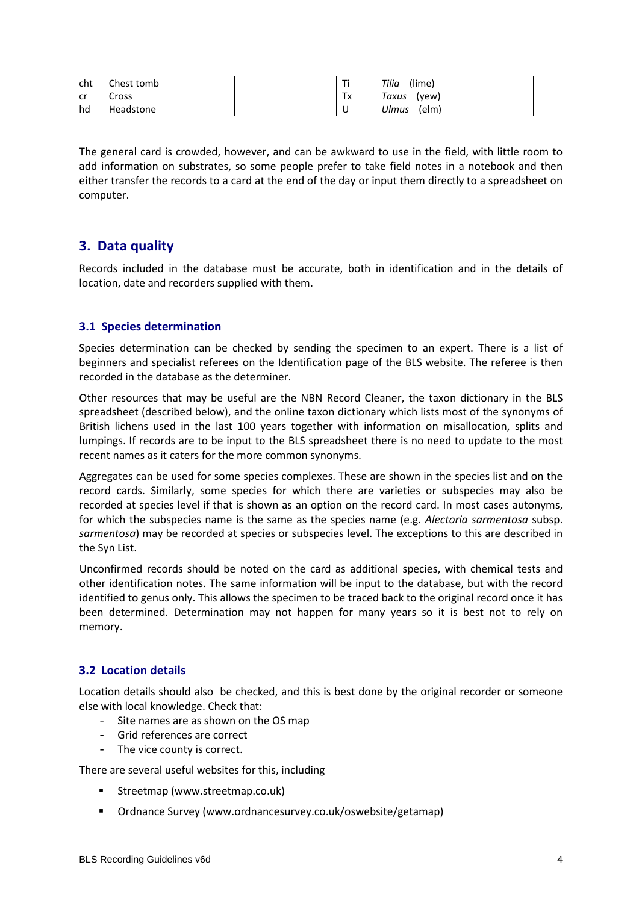| | |
|---|---|
| cht | Chest tomb |
| cr | Cross |
| hd | Headstone |

| | |
|---|---|
| Ti | *Tilia* (lime) |
| Tx | *Taxus* (yew) |
| U | *Ulmus* (elm) |

The general card is crowded, however, and can be awkward to use in the field, with little room to add information on substrates, so some people prefer to take field notes in a notebook and then either transfer the records to a card at the end of the day or input them directly to a spreadsheet on computer.

## 3. Data quality

Records included in the database must be accurate, both in identification and in the details of location, date and recorders supplied with them.

### 3.1 Species determination

Species determination can be checked by sending the specimen to an expert. There is a list of beginners and specialist referees on the Identification page of the BLS website. The referee is then recorded in the database as the determiner.

Other resources that may be useful are the NBN Record Cleaner, the taxon dictionary in the BLS spreadsheet (described below), and the online taxon dictionary which lists most of the synonyms of British lichens used in the last 100 years together with information on misallocation, splits and lumpings. If records are to be input to the BLS spreadsheet there is no need to update to the most recent names as it caters for the more common synonyms.

Aggregates can be used for some species complexes. These are shown in the species list and on the record cards. Similarly, some species for which there are varieties or subspecies may also be recorded at species level if that is shown as an option on the record card. In most cases autonyms, for which the subspecies name is the same as the species name (e.g. *Alectoria sarmentosa* subsp. *sarmentosa*) may be recorded at species or subspecies level. The exceptions to this are described in the Syn List.

Unconfirmed records should be noted on the card as additional species, with chemical tests and other identification notes. The same information will be input to the database, but with the record identified to genus only. This allows the specimen to be traced back to the original record once it has been determined. Determination may not happen for many years so it is best not to rely on memory.

### 3.2 Location details

Location details should also be checked, and this is best done by the original recorder or someone else with local knowledge. Check that:

- Site names are as shown on the OS map
- Grid references are correct
- The vice county is correct.

There are several useful websites for this, including

- Streetmap (www.streetmap.co.uk)
- Ordnance Survey (www.ordnancesurvey.co.uk/oswebsite/getamap)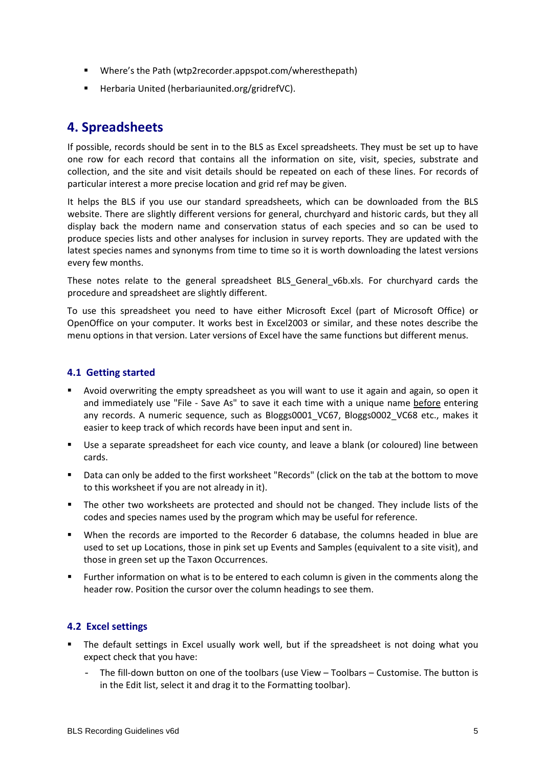- Where's the Path (wtp2recorder.appspot.com/wheresthepath)
- Herbaria United (herbariaunited.org/gridrefVC).

## 4. Spreadsheets

If possible, records should be sent in to the BLS as Excel spreadsheets. They must be set up to have one row for each record that contains all the information on site, visit, species, substrate and collection, and the site and visit details should be repeated on each of these lines. For records of particular interest a more precise location and grid ref may be given.

It helps the BLS if you use our standard spreadsheets, which can be downloaded from the BLS website. There are slightly different versions for general, churchyard and historic cards, but they all display back the modern name and conservation status of each species and so can be used to produce species lists and other analyses for inclusion in survey reports. They are updated with the latest species names and synonyms from time to time so it is worth downloading the latest versions every few months.

These notes relate to the general spreadsheet BLS_General_v6b.xls. For churchyard cards the procedure and spreadsheet are slightly different.

To use this spreadsheet you need to have either Microsoft Excel (part of Microsoft Office) or OpenOffice on your computer. It works best in Excel2003 or similar, and these notes describe the menu options in that version. Later versions of Excel have the same functions but different menus.

### 4.1 Getting started

- Avoid overwriting the empty spreadsheet as you will want to use it again and again, so open it and immediately use "File - Save As" to save it each time with a unique name before entering any records. A numeric sequence, such as Bloggs0001_VC67, Bloggs0002_VC68 etc., makes it easier to keep track of which records have been input and sent in.
- Use a separate spreadsheet for each vice county, and leave a blank (or coloured) line between cards.
- Data can only be added to the first worksheet "Records" (click on the tab at the bottom to move to this worksheet if you are not already in it).
- The other two worksheets are protected and should not be changed. They include lists of the codes and species names used by the program which may be useful for reference.
- When the records are imported to the Recorder 6 database, the columns headed in blue are used to set up Locations, those in pink set up Events and Samples (equivalent to a site visit), and those in green set up the Taxon Occurrences.
- Further information on what is to be entered to each column is given in the comments along the header row. Position the cursor over the column headings to see them.

### 4.2 Excel settings

- The default settings in Excel usually work well, but if the spreadsheet is not doing what you expect check that you have:
  - The fill-down button on one of the toolbars (use View – Toolbars – Customise. The button is in the Edit list, select it and drag it to the Formatting toolbar).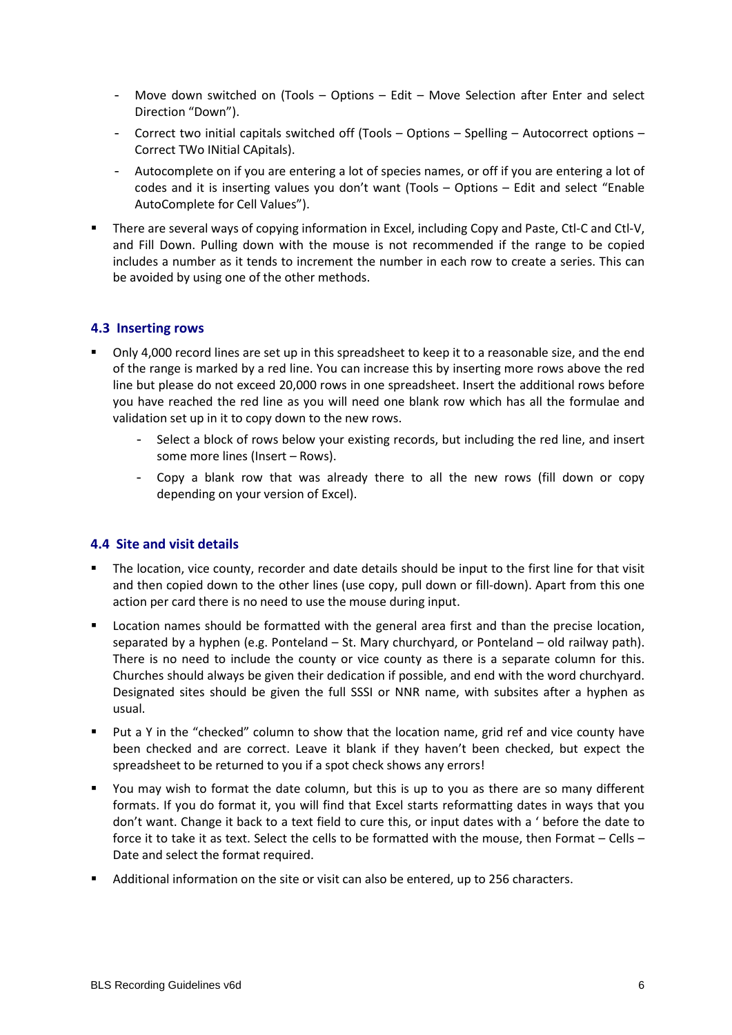- Move down switched on (Tools – Options – Edit – Move Selection after Enter and select Direction "Down").
  - Correct two initial capitals switched off (Tools – Options – Spelling – Autocorrect options – Correct TWo INitial CApitals).
  - Autocomplete on if you are entering a lot of species names, or off if you are entering a lot of codes and it is inserting values you don't want (Tools – Options – Edit and select "Enable AutoComplete for Cell Values").

- There are several ways of copying information in Excel, including Copy and Paste, Ctl-C and Ctl-V, and Fill Down. Pulling down with the mouse is not recommended if the range to be copied includes a number as it tends to increment the number in each row to create a series. This can be avoided by using one of the other methods.

### 4.3 Inserting rows

- Only 4,000 record lines are set up in this spreadsheet to keep it to a reasonable size, and the end of the range is marked by a red line. You can increase this by inserting more rows above the red line but please do not exceed 20,000 rows in one spreadsheet. Insert the additional rows before you have reached the red line as you will need one blank row which has all the formulae and validation set up in it to copy down to the new rows.
  - Select a block of rows below your existing records, but including the red line, and insert some more lines (Insert – Rows).
  - Copy a blank row that was already there to all the new rows (fill down or copy depending on your version of Excel).

### 4.4 Site and visit details

- The location, vice county, recorder and date details should be input to the first line for that visit and then copied down to the other lines (use copy, pull down or fill-down). Apart from this one action per card there is no need to use the mouse during input.
- Location names should be formatted with the general area first and than the precise location, separated by a hyphen (e.g. Ponteland – St. Mary churchyard, or Ponteland – old railway path). There is no need to include the county or vice county as there is a separate column for this. Churches should always be given their dedication if possible, and end with the word churchyard. Designated sites should be given the full SSSI or NNR name, with subsites after a hyphen as usual.
- Put a Y in the "checked" column to show that the location name, grid ref and vice county have been checked and are correct. Leave it blank if they haven't been checked, but expect the spreadsheet to be returned to you if a spot check shows any errors!
- You may wish to format the date column, but this is up to you as there are so many different formats. If you do format it, you will find that Excel starts reformatting dates in ways that you don't want. Change it back to a text field to cure this, or input dates with a ' before the date to force it to take it as text. Select the cells to be formatted with the mouse, then Format – Cells – Date and select the format required.
- Additional information on the site or visit can also be entered, up to 256 characters.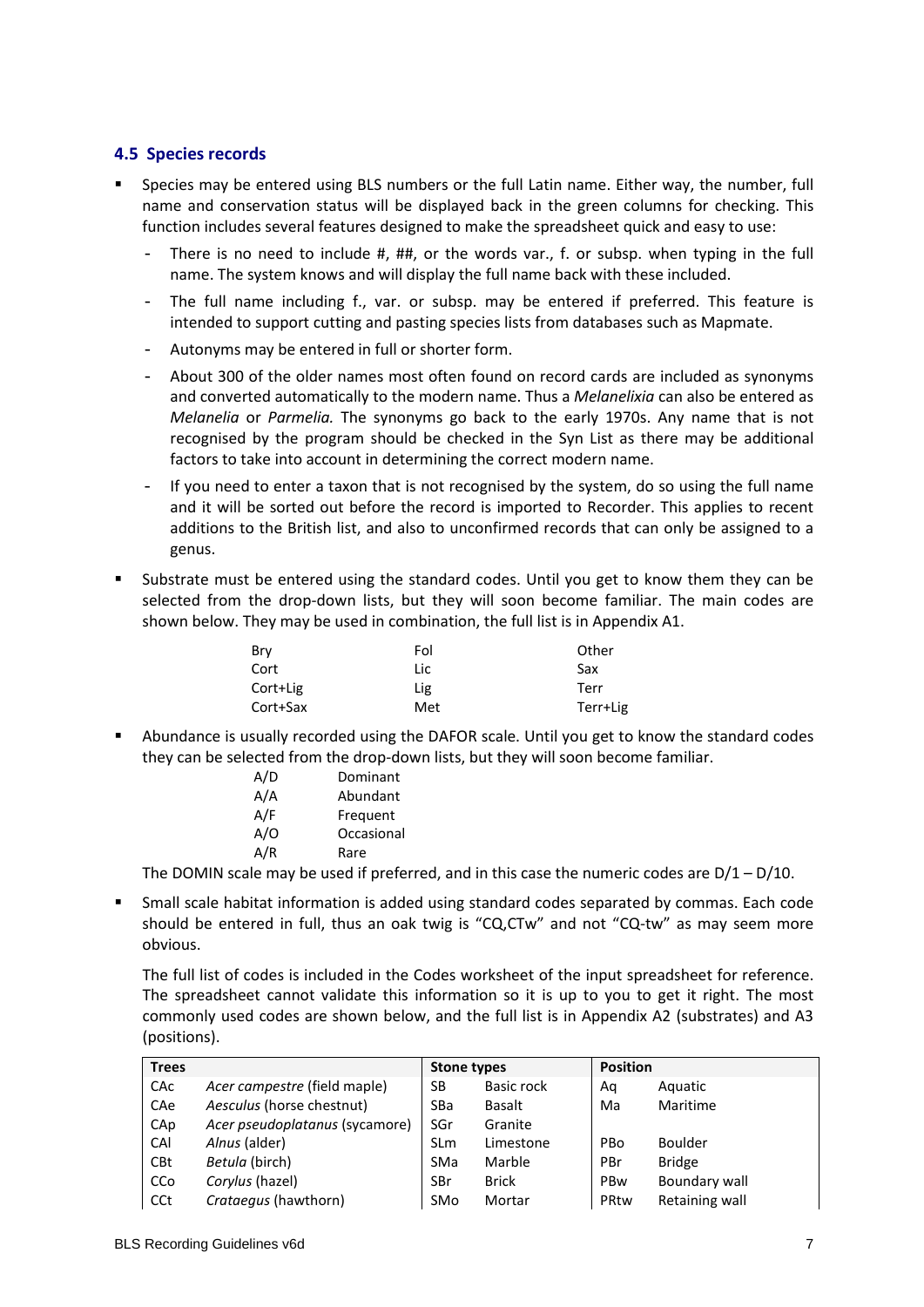### 4.5 Species records

- Species may be entered using BLS numbers or the full Latin name. Either way, the number, full name and conservation status will be displayed back in the green columns for checking. This function includes several features designed to make the spreadsheet quick and easy to use:
  - There is no need to include #, ##, or the words var., f. or subsp. when typing in the full name. The system knows and will display the full name back with these included.
  - The full name including f., var. or subsp. may be entered if preferred. This feature is intended to support cutting and pasting species lists from databases such as Mapmate.
  - Autonyms may be entered in full or shorter form.
  - About 300 of the older names most often found on record cards are included as synonyms and converted automatically to the modern name. Thus a *Melanelixia* can also be entered as *Melanelia* or *Parmelia.* The synonyms go back to the early 1970s. Any name that is not recognised by the program should be checked in the Syn List as there may be additional factors to take into account in determining the correct modern name.
  - If you need to enter a taxon that is not recognised by the system, do so using the full name and it will be sorted out before the record is imported to Recorder. This applies to recent additions to the British list, and also to unconfirmed records that can only be assigned to a genus.

- Substrate must be entered using the standard codes. Until you get to know them they can be selected from the drop-down lists, but they will soon become familiar. The main codes are shown below. They may be used in combination, the full list is in Appendix A1.

| | | |
|---|---|---|
| Bry | Fol | Other |
| Cort | Lic | Sax |
| Cort+Lig | Lig | Terr |
| Cort+Sax | Met | Terr+Lig |

- Abundance is usually recorded using the DAFOR scale. Until you get to know the standard codes they can be selected from the drop-down lists, but they will soon become familiar.

| | |
|---|---|
| A/D | Dominant |
| A/A | Abundant |
| A/F | Frequent |
| A/O | Occasional |
| A/R | Rare |

  The DOMIN scale may be used if preferred, and in this case the numeric codes are D/1 – D/10.

- Small scale habitat information is added using standard codes separated by commas. Each code should be entered in full, thus an oak twig is "CQ,CTw" and not "CQ-tw" as may seem more obvious.

  The full list of codes is included in the Codes worksheet of the input spreadsheet for reference. The spreadsheet cannot validate this information so it is up to you to get it right. The most commonly used codes are shown below, and the full list is in Appendix A2 (substrates) and A3 (positions).

| **Trees** | | **Stone types** | | **Position** | |
|---|---|---|---|---|---|
| CAc | *Acer campestre* (field maple) | SB | Basic rock | Aq | Aquatic |
| CAe | *Aesculus* (horse chestnut) | SBa | Basalt | Ma | Maritime |
| CAp | *Acer pseudoplatanus* (sycamore) | SGr | Granite | | |
| CAl | *Alnus* (alder) | SLm | Limestone | PBo | Boulder |
| CBt | *Betula* (birch) | SMa | Marble | PBr | Bridge |
| CCo | *Corylus* (hazel) | SBr | Brick | PBw | Boundary wall |
| CCt | *Crataegus* (hawthorn) | SMo | Mortar | PRtw | Retaining wall |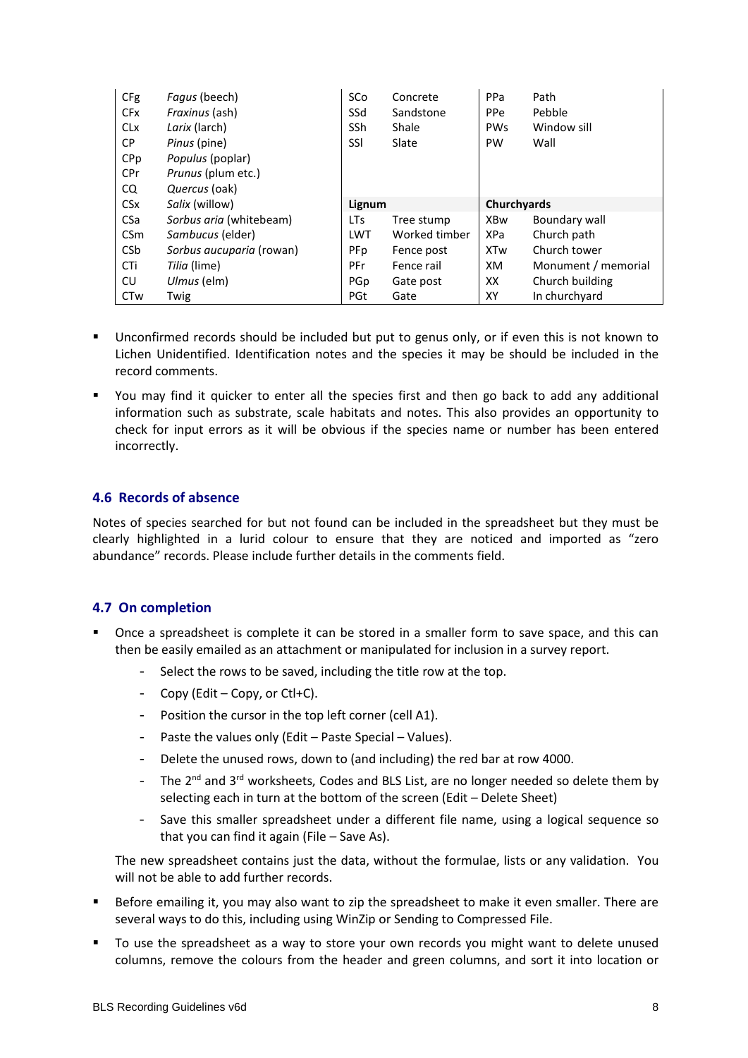| | | | | | |
|---|---|---|---|---|---|
| CFg | *Fagus* (beech) | SCo | Concrete | PPa | Path |
| CFx | *Fraxinus* (ash) | SSd | Sandstone | PPe | Pebble |
| CLx | *Larix* (larch) | SSh | Shale | PWs | Window sill |
| CP | *Pinus* (pine) | SSl | Slate | PW | Wall |
| CPp | *Populus* (poplar) | | | | |
| CPr | *Prunus* (plum etc.) | | | | |
| CQ | *Quercus* (oak) | | | | |
| CSx | *Salix* (willow) | **Lignum** | | **Churchyards** | |
| CSa | *Sorbus aria* (whitebeam) | LTs | Tree stump | XBw | Boundary wall |
| CSm | *Sambucus* (elder) | LWT | Worked timber | XPa | Church path |
| CSb | *Sorbus aucuparia* (rowan) | PFp | Fence post | XTw | Church tower |
| CTi | *Tilia* (lime) | PFr | Fence rail | XM | Monument / memorial |
| CU | *Ulmus* (elm) | PGp | Gate post | XX | Church building |
| CTw | Twig | PGt | Gate | XY | In churchyard |

- Unconfirmed records should be included but put to genus only, or if even this is not known to Lichen Unidentified. Identification notes and the species it may be should be included in the record comments.
- You may find it quicker to enter all the species first and then go back to add any additional information such as substrate, scale habitats and notes. This also provides an opportunity to check for input errors as it will be obvious if the species name or number has been entered incorrectly.

### 4.6 Records of absence

Notes of species searched for but not found can be included in the spreadsheet but they must be clearly highlighted in a lurid colour to ensure that they are noticed and imported as "zero abundance" records. Please include further details in the comments field.

### 4.7 On completion

- Once a spreadsheet is complete it can be stored in a smaller form to save space, and this can then be easily emailed as an attachment or manipulated for inclusion in a survey report.
  - Select the rows to be saved, including the title row at the top.
  - Copy (Edit – Copy, or Ctl+C).
  - Position the cursor in the top left corner (cell A1).
  - Paste the values only (Edit – Paste Special – Values).
  - Delete the unused rows, down to (and including) the red bar at row 4000.
  - The 2nd and 3rd worksheets, Codes and BLS List, are no longer needed so delete them by selecting each in turn at the bottom of the screen (Edit – Delete Sheet)
  - Save this smaller spreadsheet under a different file name, using a logical sequence so that you can find it again (File – Save As).

  The new spreadsheet contains just the data, without the formulae, lists or any validation. You will not be able to add further records.
- Before emailing it, you may also want to zip the spreadsheet to make it even smaller. There are several ways to do this, including using WinZip or Sending to Compressed File.
- To use the spreadsheet as a way to store your own records you might want to delete unused columns, remove the colours from the header and green columns, and sort it into location or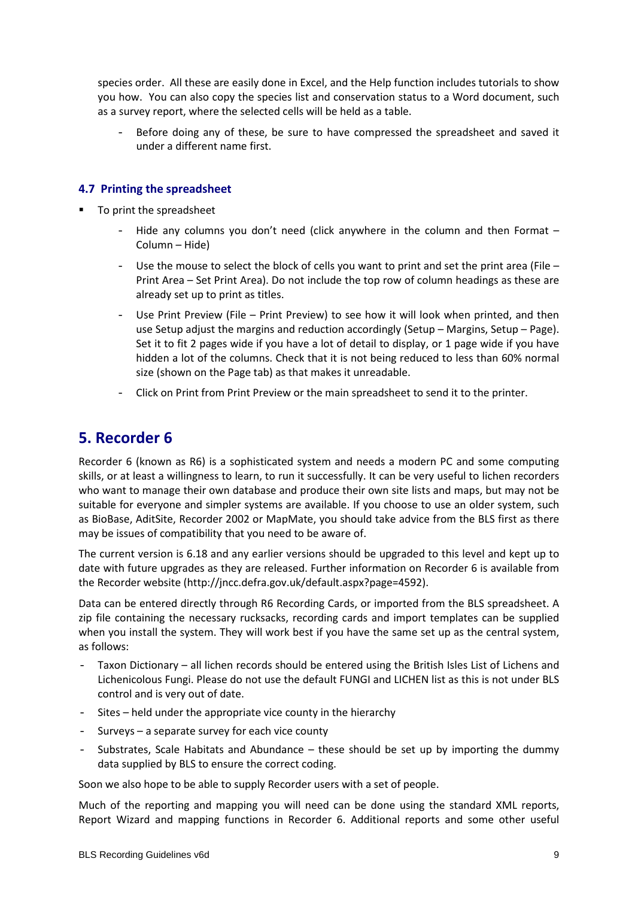species order. All these are easily done in Excel, and the Help function includes tutorials to show you how. You can also copy the species list and conservation status to a Word document, such as a survey report, where the selected cells will be held as a table.

  - Before doing any of these, be sure to have compressed the spreadsheet and saved it under a different name first.

### 4.7 Printing the spreadsheet

- To print the spreadsheet
  - Hide any columns you don't need (click anywhere in the column and then Format – Column – Hide)
  - Use the mouse to select the block of cells you want to print and set the print area (File – Print Area – Set Print Area). Do not include the top row of column headings as these are already set up to print as titles.
  - Use Print Preview (File – Print Preview) to see how it will look when printed, and then use Setup adjust the margins and reduction accordingly (Setup – Margins, Setup – Page). Set it to fit 2 pages wide if you have a lot of detail to display, or 1 page wide if you have hidden a lot of the columns. Check that it is not being reduced to less than 60% normal size (shown on the Page tab) as that makes it unreadable.
  - Click on Print from Print Preview or the main spreadsheet to send it to the printer.

## 5. Recorder 6

Recorder 6 (known as R6) is a sophisticated system and needs a modern PC and some computing skills, or at least a willingness to learn, to run it successfully. It can be very useful to lichen recorders who want to manage their own database and produce their own site lists and maps, but may not be suitable for everyone and simpler systems are available. If you choose to use an older system, such as BioBase, AditSite, Recorder 2002 or MapMate, you should take advice from the BLS first as there may be issues of compatibility that you need to be aware of.

The current version is 6.18 and any earlier versions should be upgraded to this level and kept up to date with future upgrades as they are released. Further information on Recorder 6 is available from the Recorder website (http://jncc.defra.gov.uk/default.aspx?page=4592).

Data can be entered directly through R6 Recording Cards, or imported from the BLS spreadsheet. A zip file containing the necessary rucksacks, recording cards and import templates can be supplied when you install the system. They will work best if you have the same set up as the central system, as follows:

- Taxon Dictionary – all lichen records should be entered using the British Isles List of Lichens and Lichenicolous Fungi. Please do not use the default FUNGI and LICHEN list as this is not under BLS control and is very out of date.
- Sites – held under the appropriate vice county in the hierarchy
- Surveys – a separate survey for each vice county
- Substrates, Scale Habitats and Abundance – these should be set up by importing the dummy data supplied by BLS to ensure the correct coding.

Soon we also hope to be able to supply Recorder users with a set of people.

Much of the reporting and mapping you will need can be done using the standard XML reports, Report Wizard and mapping functions in Recorder 6. Additional reports and some other useful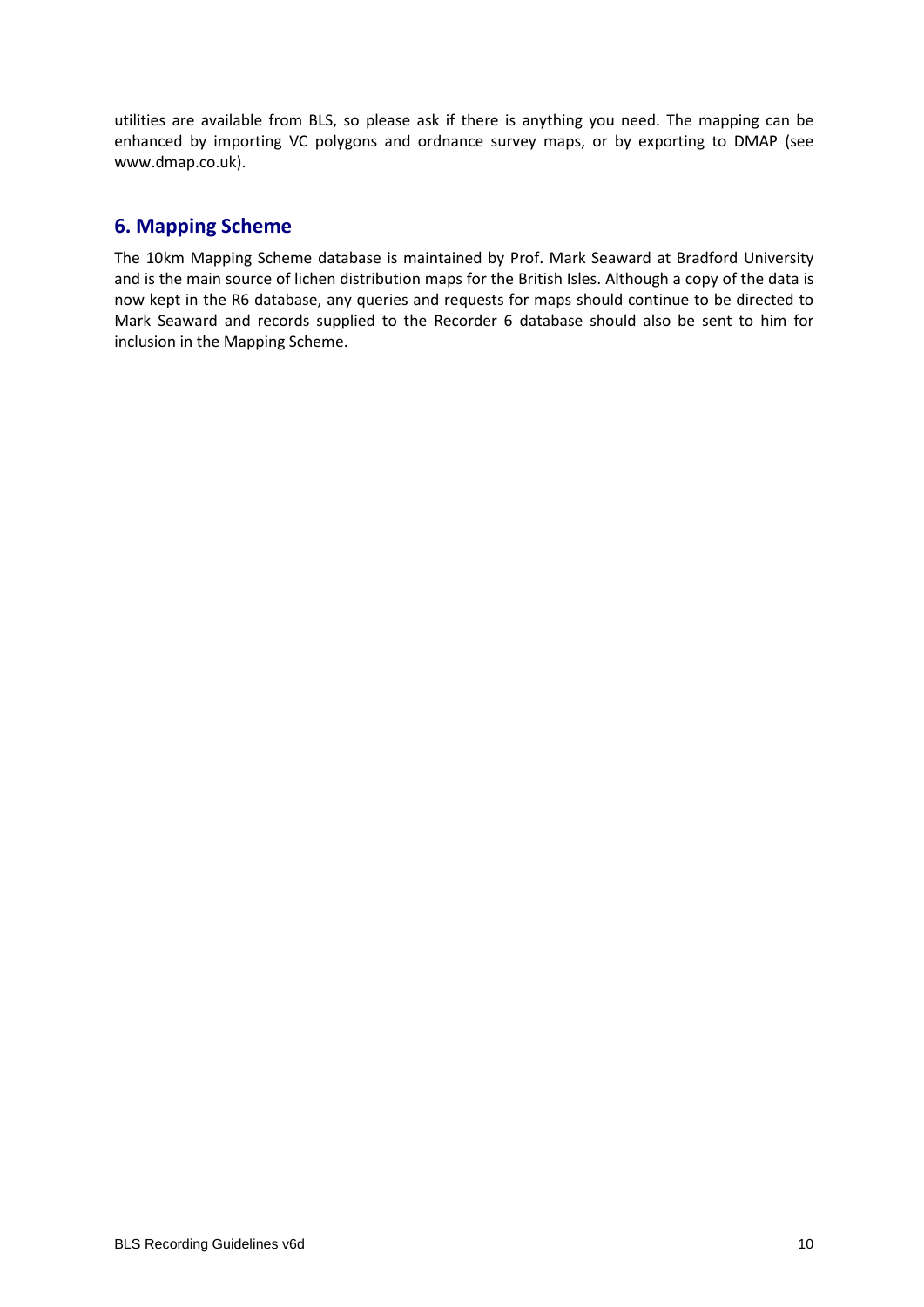utilities are available from BLS, so please ask if there is anything you need. The mapping can be enhanced by importing VC polygons and ordnance survey maps, or by exporting to DMAP (see www.dmap.co.uk).

## 6. Mapping Scheme

The 10km Mapping Scheme database is maintained by Prof. Mark Seaward at Bradford University and is the main source of lichen distribution maps for the British Isles. Although a copy of the data is now kept in the R6 database, any queries and requests for maps should continue to be directed to Mark Seaward and records supplied to the Recorder 6 database should also be sent to him for inclusion in the Mapping Scheme.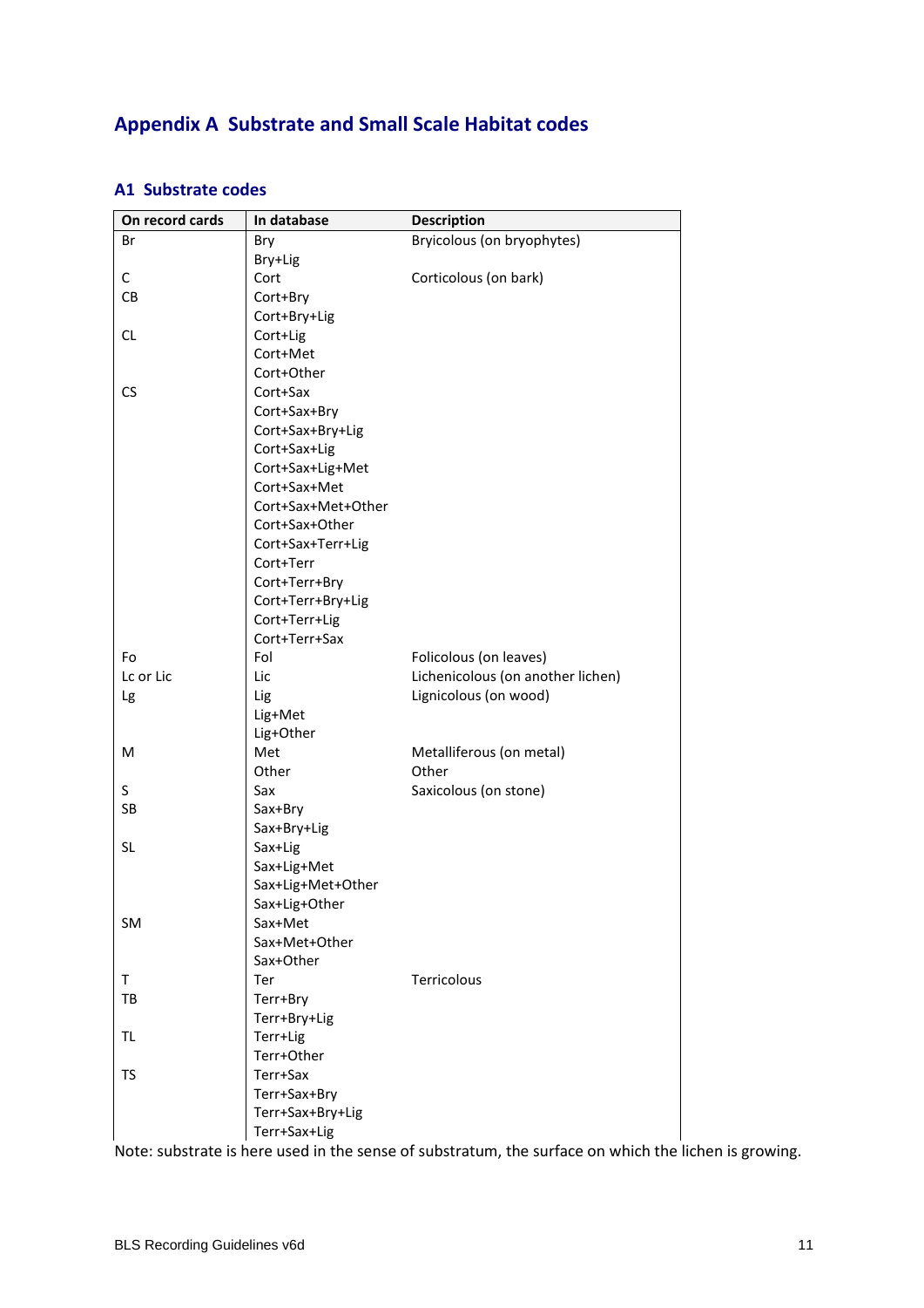# Appendix A  Substrate and Small Scale Habitat codes

## A1  Substrate codes

| On record cards | In database | Description |
|---|---|---|
| Br | Bry | Bryicolous (on bryophytes) |
| | Bry+Lig | |
| C | Cort | Corticolous (on bark) |
| CB | Cort+Bry | |
| | Cort+Bry+Lig | |
| CL | Cort+Lig | |
| | Cort+Met | |
| | Cort+Other | |
| CS | Cort+Sax | |
| | Cort+Sax+Bry | |
| | Cort+Sax+Bry+Lig | |
| | Cort+Sax+Lig | |
| | Cort+Sax+Lig+Met | |
| | Cort+Sax+Met | |
| | Cort+Sax+Met+Other | |
| | Cort+Sax+Other | |
| | Cort+Sax+Terr+Lig | |
| | Cort+Terr | |
| | Cort+Terr+Bry | |
| | Cort+Terr+Bry+Lig | |
| | Cort+Terr+Lig | |
| | Cort+Terr+Sax | |
| Fo | Fol | Folicolous (on leaves) |
| Lc or Lic | Lic | Lichenicolous (on another lichen) |
| Lg | Lig | Lignicolous (on wood) |
| | Lig+Met | |
| | Lig+Other | |
| M | Met | Metalliferous (on metal) |
| | Other | Other |
| S | Sax | Saxicolous (on stone) |
| SB | Sax+Bry | |
| | Sax+Bry+Lig | |
| SL | Sax+Lig | |
| | Sax+Lig+Met | |
| | Sax+Lig+Met+Other | |
| | Sax+Lig+Other | |
| SM | Sax+Met | |
| | Sax+Met+Other | |
| | Sax+Other | |
| T | Ter | Terricolous |
| TB | Terr+Bry | |
| | Terr+Bry+Lig | |
| TL | Terr+Lig | |
| | Terr+Other | |
| TS | Terr+Sax | |
| | Terr+Sax+Bry | |
| | Terr+Sax+Bry+Lig | |
| | Terr+Sax+Lig | |

Note: substrate is here used in the sense of substratum, the surface on which the lichen is growing.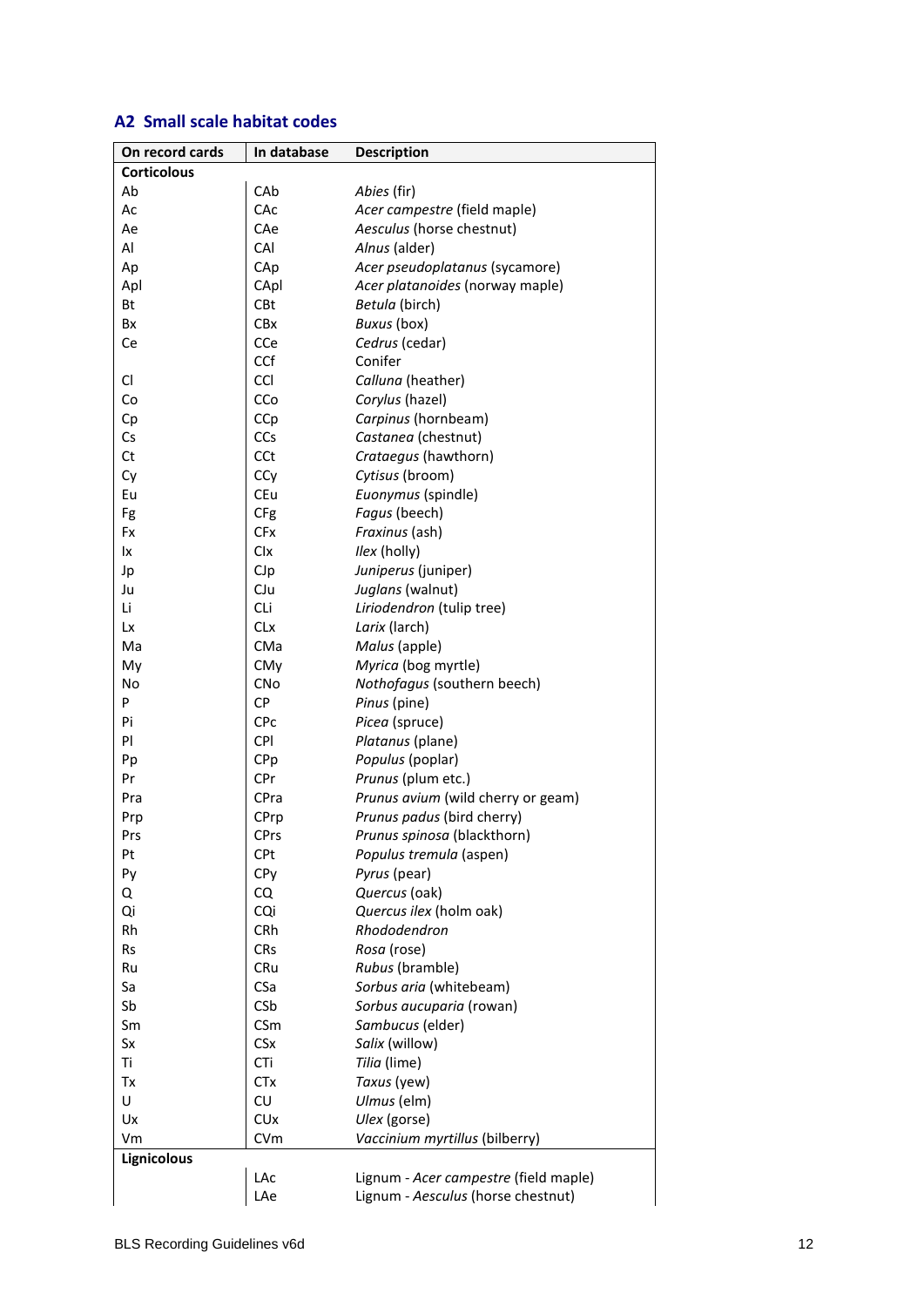## A2 Small scale habitat codes

| On record cards | In database | Description |
|---|---|---|
| **Corticolous** | | |
| Ab | CAb | *Abies* (fir) |
| Ac | CAc | *Acer campestre* (field maple) |
| Ae | CAe | *Aesculus* (horse chestnut) |
| Al | CAl | *Alnus* (alder) |
| Ap | CAp | *Acer pseudoplatanus* (sycamore) |
| Apl | CApl | *Acer platanoides* (norway maple) |
| Bt | CBt | *Betula* (birch) |
| Bx | CBx | *Buxus* (box) |
| Ce | CCe | *Cedrus* (cedar) |
| | CCf | Conifer |
| Cl | CCl | *Calluna* (heather) |
| Co | CCo | *Corylus* (hazel) |
| Cp | CCp | *Carpinus* (hornbeam) |
| Cs | CCs | *Castanea* (chestnut) |
| Ct | CCt | *Crataegus* (hawthorn) |
| Cy | CCy | *Cytisus* (broom) |
| Eu | CEu | *Euonymus* (spindle) |
| Fg | CFg | *Fagus* (beech) |
| Fx | CFx | *Fraxinus* (ash) |
| Ix | CIx | *Ilex* (holly) |
| Jp | CJp | *Juniperus* (juniper) |
| Ju | CJu | *Juglans* (walnut) |
| Li | CLi | *Liriodendron* (tulip tree) |
| Lx | CLx | *Larix* (larch) |
| Ma | CMa | *Malus* (apple) |
| My | CMy | *Myrica* (bog myrtle) |
| No | CNo | *Nothofagus* (southern beech) |
| P | CP | *Pinus* (pine) |
| Pi | CPc | *Picea* (spruce) |
| Pl | CPl | *Platanus* (plane) |
| Pp | CPp | *Populus* (poplar) |
| Pr | CPr | *Prunus* (plum etc.) |
| Pra | CPra | *Prunus avium* (wild cherry or geam) |
| Prp | CPrp | *Prunus padus* (bird cherry) |
| Prs | CPrs | *Prunus spinosa* (blackthorn) |
| Pt | CPt | *Populus tremula* (aspen) |
| Py | CPy | *Pyrus* (pear) |
| Q | CQ | *Quercus* (oak) |
| Qi | CQi | *Quercus ilex* (holm oak) |
| Rh | CRh | *Rhododendron* |
| Rs | CRs | *Rosa* (rose) |
| Ru | CRu | *Rubus* (bramble) |
| Sa | CSa | *Sorbus aria* (whitebeam) |
| Sb | CSb | *Sorbus aucuparia* (rowan) |
| Sm | CSm | *Sambucus* (elder) |
| Sx | CSx | *Salix* (willow) |
| Ti | CTi | *Tilia* (lime) |
| Tx | CTx | *Taxus* (yew) |
| U | CU | *Ulmus* (elm) |
| Ux | CUx | *Ulex* (gorse) |
| Vm | CVm | *Vaccinium myrtillus* (bilberry) |
| **Lignicolous** | | |
| | LAc | Lignum - *Acer campestre* (field maple) |
| | LAe | Lignum - *Aesculus* (horse chestnut) |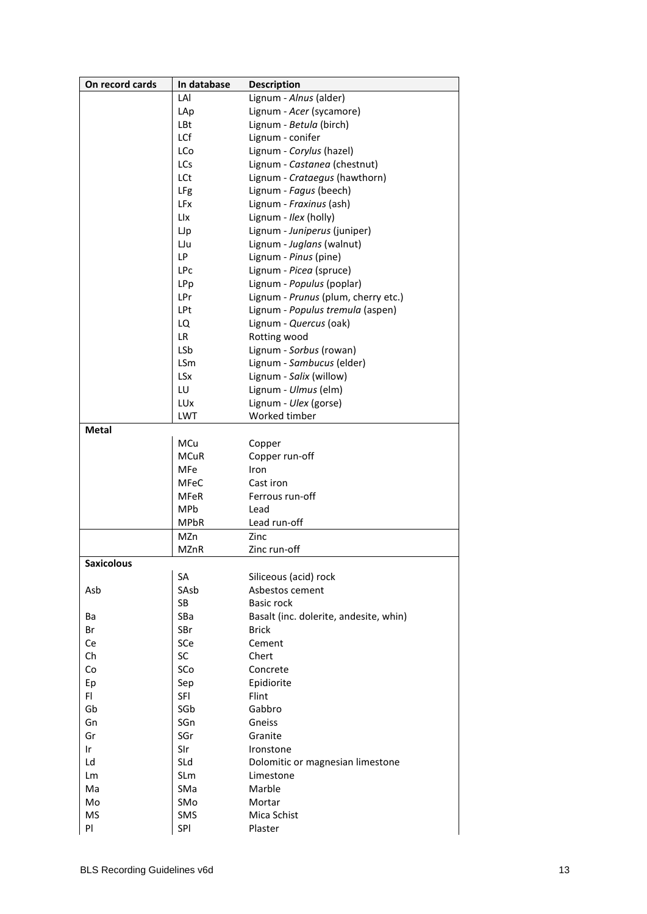| On record cards | In database | Description |
|---|---|---|
| | LAl | Lignum - *Alnus* (alder) |
| | LAp | Lignum - *Acer* (sycamore) |
| | LBt | Lignum - *Betula* (birch) |
| | LCf | Lignum - conifer |
| | LCo | Lignum - *Corylus* (hazel) |
| | LCs | Lignum - *Castanea* (chestnut) |
| | LCt | Lignum - *Crataegus* (hawthorn) |
| | LFg | Lignum - *Fagus* (beech) |
| | LFx | Lignum - *Fraxinus* (ash) |
| | LIx | Lignum - *Ilex* (holly) |
| | LJp | Lignum - *Juniperus* (juniper) |
| | LJu | Lignum - *Juglans* (walnut) |
| | LP | Lignum - *Pinus* (pine) |
| | LPc | Lignum - *Picea* (spruce) |
| | LPp | Lignum - *Populus* (poplar) |
| | LPr | Lignum - *Prunus* (plum, cherry etc.) |
| | LPt | Lignum - *Populus tremula* (aspen) |
| | LQ | Lignum - *Quercus* (oak) |
| | LR | Rotting wood |
| | LSb | Lignum - *Sorbus* (rowan) |
| | LSm | Lignum - *Sambucus* (elder) |
| | LSx | Lignum - *Salix* (willow) |
| | LU | Lignum - *Ulmus* (elm) |
| | LUx | Lignum - *Ulex* (gorse) |
| | LWT | Worked timber |
| **Metal** | | |
| | MCu | Copper |
| | MCuR | Copper run-off |
| | MFe | Iron |
| | MFeC | Cast iron |
| | MFeR | Ferrous run-off |
| | MPb | Lead |
| | MPbR | Lead run-off |
| | MZn | Zinc |
| | MZnR | Zinc run-off |
| **Saxicolous** | | |
| | SA | Siliceous (acid) rock |
| Asb | SAsb | Asbestos cement |
| | SB | Basic rock |
| Ba | SBa | Basalt (inc. dolerite, andesite, whin) |
| Br | SBr | Brick |
| Ce | SCe | Cement |
| Ch | SC | Chert |
| Co | SCo | Concrete |
| Ep | Sep | Epidiorite |
| Fl | SFl | Flint |
| Gb | SGb | Gabbro |
| Gn | SGn | Gneiss |
| Gr | SGr | Granite |
| Ir | SIr | Ironstone |
| Ld | SLd | Dolomitic or magnesian limestone |
| Lm | SLm | Limestone |
| Ma | SMa | Marble |
| Mo | SMo | Mortar |
| MS | SMS | Mica Schist |
| Pl | SPl | Plaster |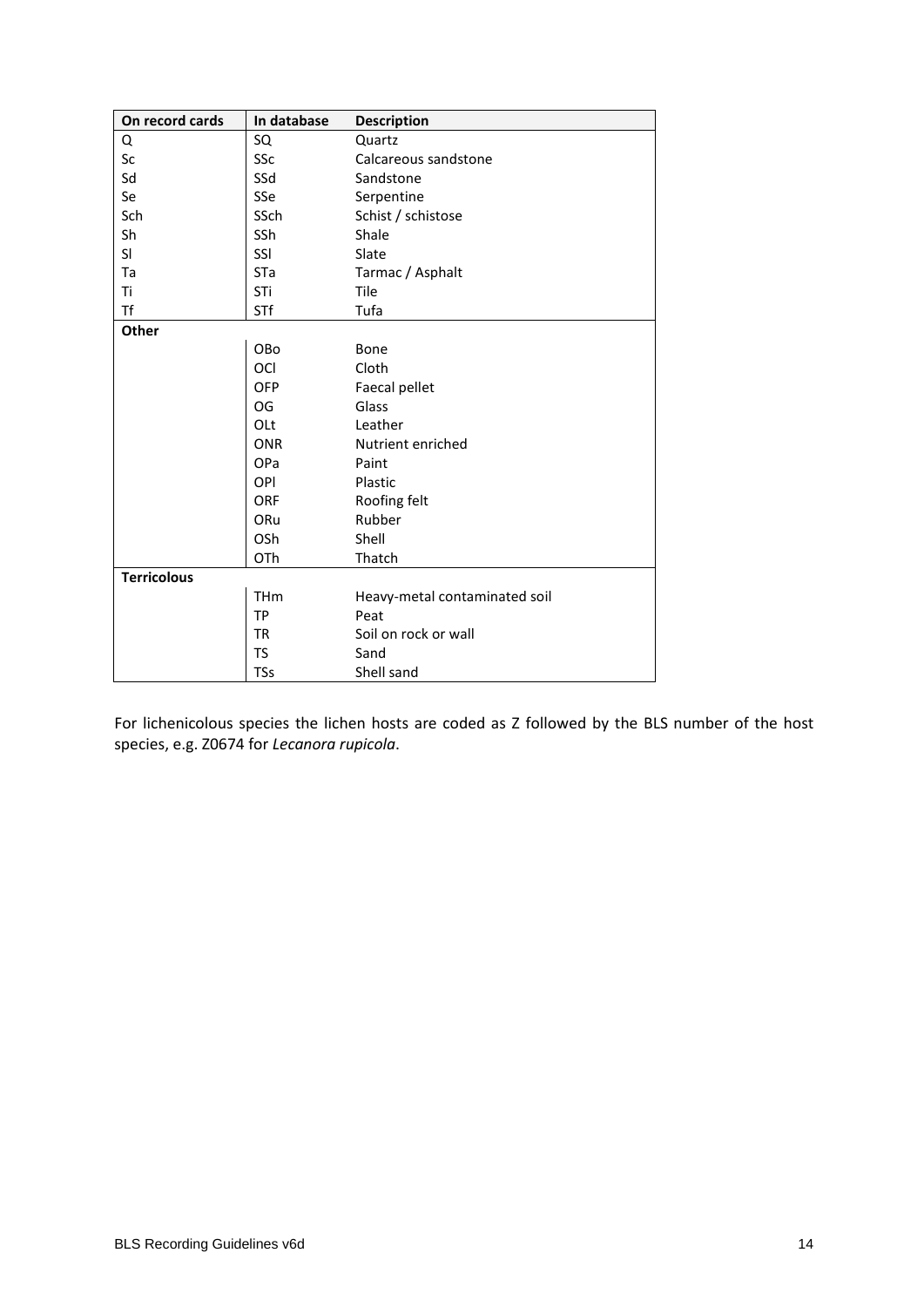| On record cards | In database | Description |
| --- | --- | --- |
| Q | SQ | Quartz |
| Sc | SSc | Calcareous sandstone |
| Sd | SSd | Sandstone |
| Se | SSe | Serpentine |
| Sch | SSch | Schist / schistose |
| Sh | SSh | Shale |
| Sl | SSl | Slate |
| Ta | STa | Tarmac / Asphalt |
| Ti | STi | Tile |
| Tf | STf | Tufa |
| **Other** | | |
| | OBo | Bone |
| | OCl | Cloth |
| | OFP | Faecal pellet |
| | OG | Glass |
| | OLt | Leather |
| | ONR | Nutrient enriched |
| | OPa | Paint |
| | OPl | Plastic |
| | ORF | Roofing felt |
| | ORu | Rubber |
| | OSh | Shell |
| | OTh | Thatch |
| **Terricolous** | | |
| | THm | Heavy-metal contaminated soil |
| | TP | Peat |
| | TR | Soil on rock or wall |
| | TS | Sand |
| | TSs | Shell sand |

For lichenicolous species the lichen hosts are coded as Z followed by the BLS number of the host species, e.g. Z0674 for *Lecanora rupicola*.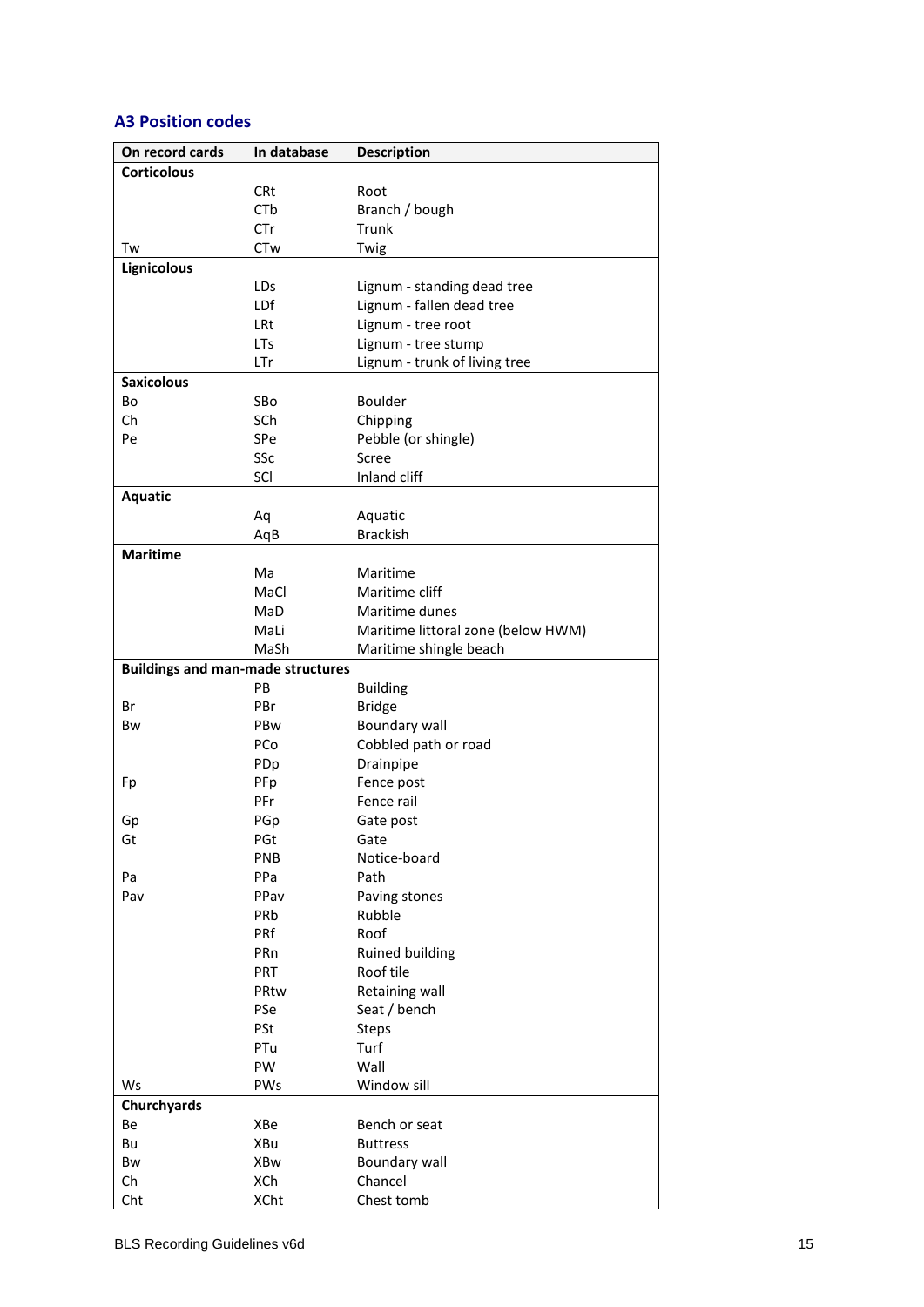## A3 Position codes

| On record cards | In database | Description |
|---|---|---|
| **Corticolous** | | |
| | CRt | Root |
| | CTb | Branch / bough |
| | CTr | Trunk |
| Tw | CTw | Twig |
| **Lignicolous** | | |
| | LDs | Lignum - standing dead tree |
| | LDf | Lignum - fallen dead tree |
| | LRt | Lignum - tree root |
| | LTs | Lignum - tree stump |
| | LTr | Lignum - trunk of living tree |
| **Saxicolous** | | |
| Bo | SBo | Boulder |
| Ch | SCh | Chipping |
| Pe | SPe | Pebble (or shingle) |
| | SSc | Scree |
| | SCl | Inland cliff |
| **Aquatic** | | |
| | Aq | Aquatic |
| | AqB | Brackish |
| **Maritime** | | |
| | Ma | Maritime |
| | MaCl | Maritime cliff |
| | MaD | Maritime dunes |
| | MaLi | Maritime littoral zone (below HWM) |
| | MaSh | Maritime shingle beach |
| **Buildings and man-made structures** | | |
| | PB | Building |
| Br | PBr | Bridge |
| Bw | PBw | Boundary wall |
| | PCo | Cobbled path or road |
| | PDp | Drainpipe |
| Fp | PFp | Fence post |
| | PFr | Fence rail |
| Gp | PGp | Gate post |
| Gt | PGt | Gate |
| | PNB | Notice-board |
| Pa | PPa | Path |
| Pav | PPav | Paving stones |
| | PRb | Rubble |
| | PRf | Roof |
| | PRn | Ruined building |
| | PRT | Roof tile |
| | PRtw | Retaining wall |
| | PSe | Seat / bench |
| | PSt | Steps |
| | PTu | Turf |
| | PW | Wall |
| Ws | PWs | Window sill |
| **Churchyards** | | |
| Be | XBe | Bench or seat |
| Bu | XBu | Buttress |
| Bw | XBw | Boundary wall |
| Ch | XCh | Chancel |
| Cht | XCht | Chest tomb |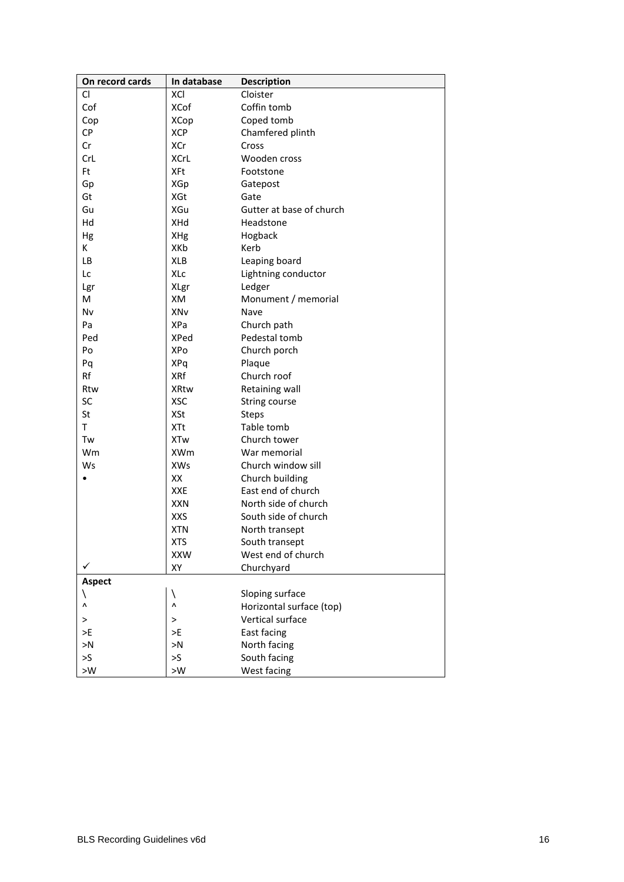| On record cards | In database | Description |
|---|---|---|
| Cl | XCl | Cloister |
| Cof | XCof | Coffin tomb |
| Cop | XCop | Coped tomb |
| CP | XCP | Chamfered plinth |
| Cr | XCr | Cross |
| CrL | XCrL | Wooden cross |
| Ft | XFt | Footstone |
| Gp | XGp | Gatepost |
| Gt | XGt | Gate |
| Gu | XGu | Gutter at base of church |
| Hd | XHd | Headstone |
| Hg | XHg | Hogback |
| K | XKb | Kerb |
| LB | XLB | Leaping board |
| Lc | XLc | Lightning conductor |
| Lgr | XLgr | Ledger |
| M | XM | Monument / memorial |
| Nv | XNv | Nave |
| Pa | XPa | Church path |
| Ped | XPed | Pedestal tomb |
| Po | XPo | Church porch |
| Pq | XPq | Plaque |
| Rf | XRf | Church roof |
| Rtw | XRtw | Retaining wall |
| SC | XSC | String course |
| St | XSt | Steps |
| T | XTt | Table tomb |
| Tw | XTw | Church tower |
| Wm | XWm | War memorial |
| Ws | XWs | Church window sill |
| • | XX | Church building |
| | XXE | East end of church |
| | XXN | North side of church |
| | XXS | South side of church |
| | XTN | North transept |
| | XTS | South transept |
| | XXW | West end of church |
| ✓ | XY | Churchyard |
| **Aspect** | | |
| \ | \ | Sloping surface |
| ^ | ^ | Horizontal surface (top) |
| > | > | Vertical surface |
| >E | >E | East facing |
| >N | >N | North facing |
| >S | >S | South facing |
| >W | >W | West facing |